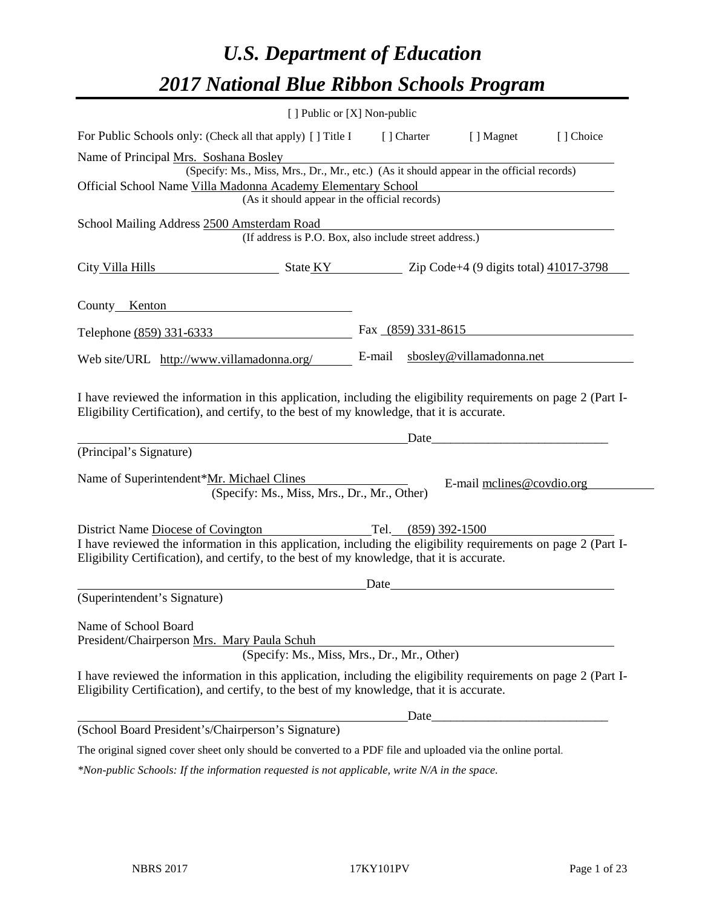# *U.S. Department of Education*

# *2017 National Blue Ribbon Schools Program*

[ ] Public or [X] Non-public

For Public Schools only: (Check all that apply) [ ] Title I [ ] Charter [ ] Magnet [ ] Choice

Name of Principal Mrs. Soshana Bosley
(Specify: Ms., Miss, Mrs., Dr., Mr., etc.) (As it should appear in the official records)

Official School Name Villa Madonna Academy Elementary School
(As it should appear in the official records)

School Mailing Address 2500 Amsterdam Road
(If address is P.O. Box, also include street address.)

City Villa Hills State KY Zip Code+4 (9 digits total) 41017-3798

County Kenton

Telephone (859) 331-6333 Fax (859) 331-8615

Web site/URL http://www.villamadonna.org/ E-mail sbosley@villamadonna.net

I have reviewed the information in this application, including the eligibility requirements on page 2 (Part I-Eligibility Certification), and certify, to the best of my knowledge, that it is accurate.

_______________________________________________ Date_________________________

(Principal's Signature)

Name of Superintendent*Mr. Michael Clines E-mail mclines@covdio.org
(Specify: Ms., Miss, Mrs., Dr., Mr., Other)

District Name Diocese of Covington Tel. (859) 392-1500

I have reviewed the information in this application, including the eligibility requirements on page 2 (Part I-Eligibility Certification), and certify, to the best of my knowledge, that it is accurate.

_______________________________________________ Date_________________________

(Superintendent's Signature)

Name of School Board
President/Chairperson Mrs. Mary Paula Schuh
(Specify: Ms., Miss, Mrs., Dr., Mr., Other)

I have reviewed the information in this application, including the eligibility requirements on page 2 (Part I-Eligibility Certification), and certify, to the best of my knowledge, that it is accurate.

_______________________________________________ Date_________________________

(School Board President's/Chairperson's Signature)

The original signed cover sheet only should be converted to a PDF file and uploaded via the online portal.

*\*Non-public Schools: If the information requested is not applicable, write N/A in the space.*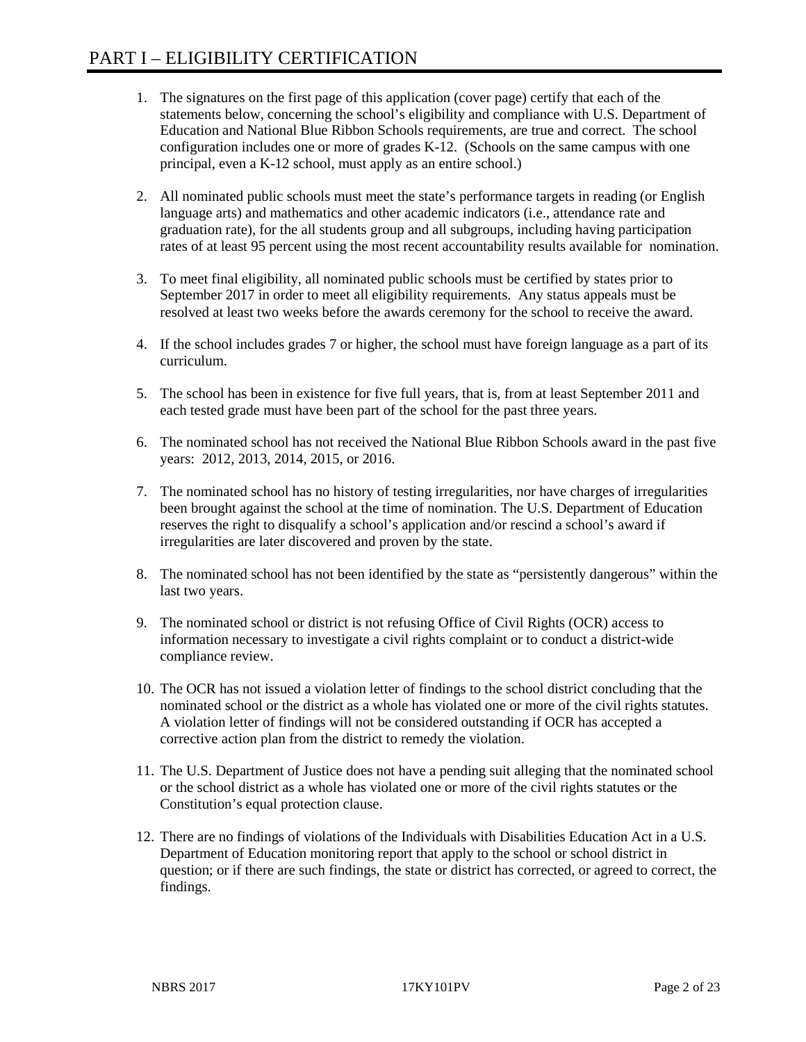# PART I – ELIGIBILITY CERTIFICATION

1. The signatures on the first page of this application (cover page) certify that each of the statements below, concerning the school's eligibility and compliance with U.S. Department of Education and National Blue Ribbon Schools requirements, are true and correct. The school configuration includes one or more of grades K-12. (Schools on the same campus with one principal, even a K-12 school, must apply as an entire school.)

2. All nominated public schools must meet the state's performance targets in reading (or English language arts) and mathematics and other academic indicators (i.e., attendance rate and graduation rate), for the all students group and all subgroups, including having participation rates of at least 95 percent using the most recent accountability results available for nomination.

3. To meet final eligibility, all nominated public schools must be certified by states prior to September 2017 in order to meet all eligibility requirements. Any status appeals must be resolved at least two weeks before the awards ceremony for the school to receive the award.

4. If the school includes grades 7 or higher, the school must have foreign language as a part of its curriculum.

5. The school has been in existence for five full years, that is, from at least September 2011 and each tested grade must have been part of the school for the past three years.

6. The nominated school has not received the National Blue Ribbon Schools award in the past five years: 2012, 2013, 2014, 2015, or 2016.

7. The nominated school has no history of testing irregularities, nor have charges of irregularities been brought against the school at the time of nomination. The U.S. Department of Education reserves the right to disqualify a school's application and/or rescind a school's award if irregularities are later discovered and proven by the state.

8. The nominated school has not been identified by the state as "persistently dangerous" within the last two years.

9. The nominated school or district is not refusing Office of Civil Rights (OCR) access to information necessary to investigate a civil rights complaint or to conduct a district-wide compliance review.

10. The OCR has not issued a violation letter of findings to the school district concluding that the nominated school or the district as a whole has violated one or more of the civil rights statutes. A violation letter of findings will not be considered outstanding if OCR has accepted a corrective action plan from the district to remedy the violation.

11. The U.S. Department of Justice does not have a pending suit alleging that the nominated school or the school district as a whole has violated one or more of the civil rights statutes or the Constitution's equal protection clause.

12. There are no findings of violations of the Individuals with Disabilities Education Act in a U.S. Department of Education monitoring report that apply to the school or school district in question; or if there are such findings, the state or district has corrected, or agreed to correct, the findings.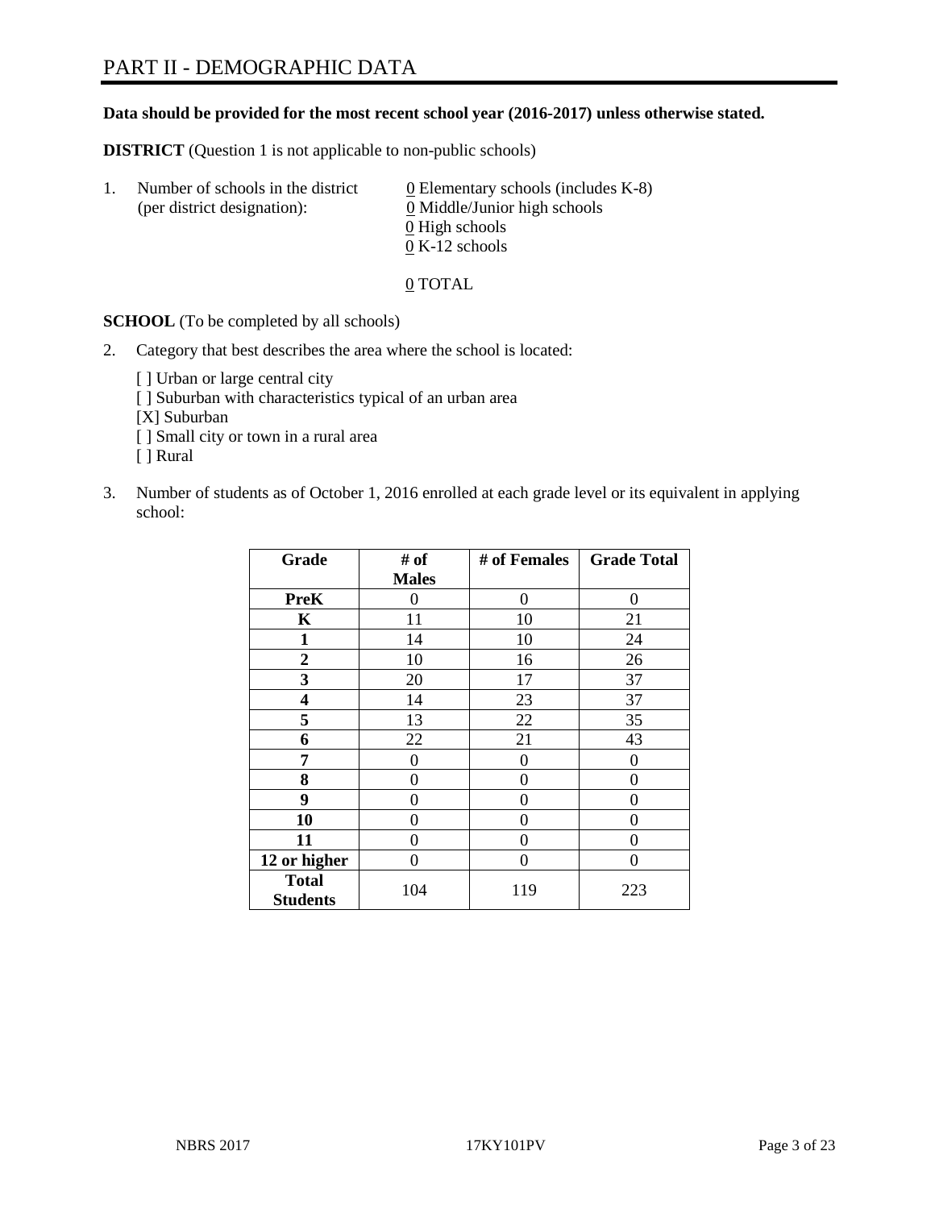# PART II - DEMOGRAPHIC DATA

**Data should be provided for the most recent school year (2016-2017) unless otherwise stated.**

**DISTRICT** (Question 1 is not applicable to non-public schools)

1. Number of schools in the district (per district designation):
   - 0 Elementary schools (includes K-8)
   - 0 Middle/Junior high schools
   - 0 High schools
   - 0 K-12 schools

   0 TOTAL

**SCHOOL** (To be completed by all schools)

2. Category that best describes the area where the school is located:

   [ ] Urban or large central city
   [ ] Suburban with characteristics typical of an urban area
   [X] Suburban
   [ ] Small city or town in a rural area
   [ ] Rural

3. Number of students as of October 1, 2016 enrolled at each grade level or its equivalent in applying school:

| Grade | # of Males | # of Females | Grade Total |
|---|---|---|---|
| **PreK** | 0 | 0 | 0 |
| **K** | 11 | 10 | 21 |
| **1** | 14 | 10 | 24 |
| **2** | 10 | 16 | 26 |
| **3** | 20 | 17 | 37 |
| **4** | 14 | 23 | 37 |
| **5** | 13 | 22 | 35 |
| **6** | 22 | 21 | 43 |
| **7** | 0 | 0 | 0 |
| **8** | 0 | 0 | 0 |
| **9** | 0 | 0 | 0 |
| **10** | 0 | 0 | 0 |
| **11** | 0 | 0 | 0 |
| **12 or higher** | 0 | 0 | 0 |
| **Total Students** | 104 | 119 | 223 |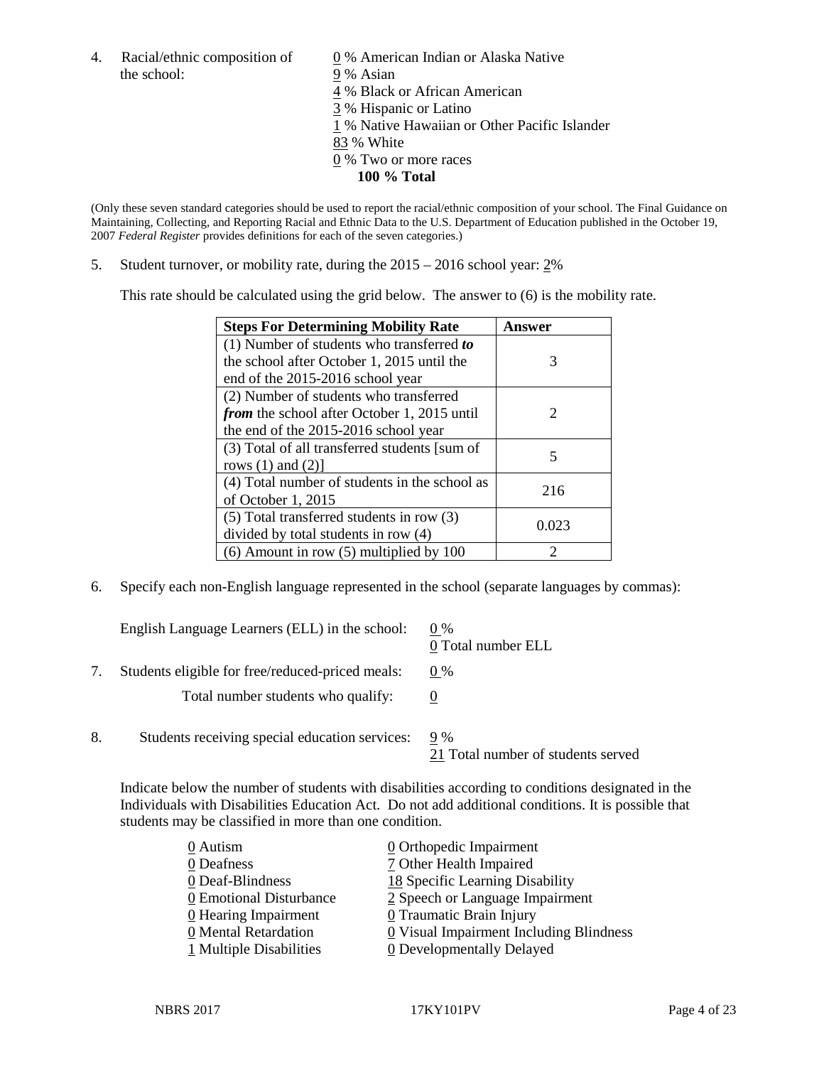4. Racial/ethnic composition of the school:

0 % American Indian or Alaska Native
9 % Asian
4 % Black or African American
3 % Hispanic or Latino
1 % Native Hawaiian or Other Pacific Islander
83 % White
0 % Two or more races
**100 % Total**

(Only these seven standard categories should be used to report the racial/ethnic composition of your school. The Final Guidance on Maintaining, Collecting, and Reporting Racial and Ethnic Data to the U.S. Department of Education published in the October 19, 2007 *Federal Register* provides definitions for each of the seven categories.)

5. Student turnover, or mobility rate, during the 2015 – 2016 school year: 2%

This rate should be calculated using the grid below. The answer to (6) is the mobility rate.

| Steps For Determining Mobility Rate | Answer |
|---|---|
| (1) Number of students who transferred ***to*** the school after October 1, 2015 until the end of the 2015-2016 school year | 3 |
| (2) Number of students who transferred ***from*** the school after October 1, 2015 until the end of the 2015-2016 school year | 2 |
| (3) Total of all transferred students [sum of rows (1) and (2)] | 5 |
| (4) Total number of students in the school as of October 1, 2015 | 216 |
| (5) Total transferred students in row (3) divided by total students in row (4) | 0.023 |
| (6) Amount in row (5) multiplied by 100 | 2 |

6. Specify each non-English language represented in the school (separate languages by commas):

English Language Learners (ELL) in the school: 0 %
0 Total number ELL

7. Students eligible for free/reduced-priced meals: 0 %

Total number students who qualify: 0

8. Students receiving special education services: 9 %
21 Total number of students served

Indicate below the number of students with disabilities according to conditions designated in the Individuals with Disabilities Education Act. Do not add additional conditions. It is possible that students may be classified in more than one condition.

0 Autism
0 Deafness
0 Deaf-Blindness
0 Emotional Disturbance
0 Hearing Impairment
0 Mental Retardation
1 Multiple Disabilities
0 Orthopedic Impairment
7 Other Health Impaired
18 Specific Learning Disability
2 Speech or Language Impairment
0 Traumatic Brain Injury
0 Visual Impairment Including Blindness
0 Developmentally Delayed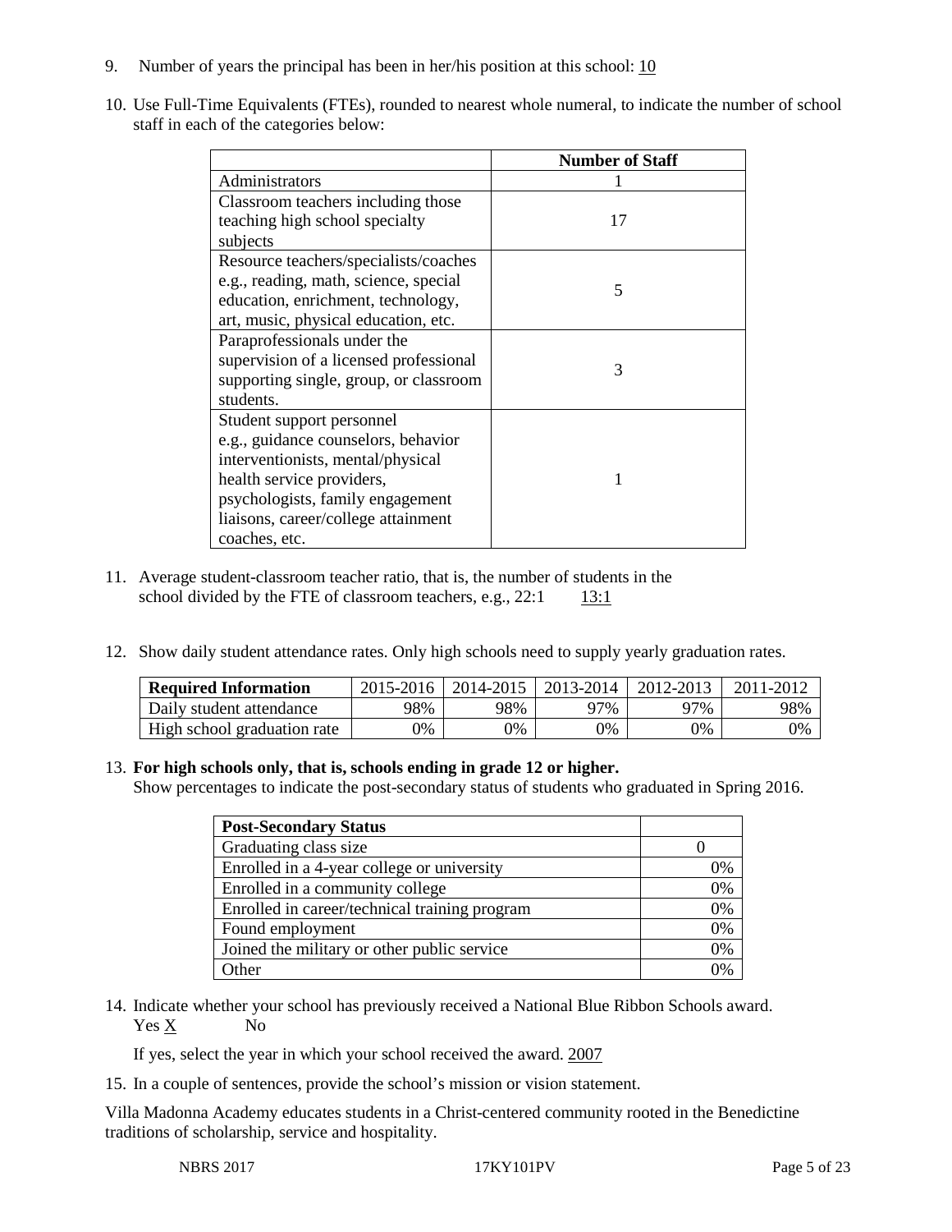9. Number of years the principal has been in her/his position at this school: 10

10. Use Full-Time Equivalents (FTEs), rounded to nearest whole numeral, to indicate the number of school staff in each of the categories below:

| | Number of Staff |
|---|---|
| Administrators | 1 |
| Classroom teachers including those teaching high school specialty subjects | 17 |
| Resource teachers/specialists/coaches e.g., reading, math, science, special education, enrichment, technology, art, music, physical education, etc. | 5 |
| Paraprofessionals under the supervision of a licensed professional supporting single, group, or classroom students. | 3 |
| Student support personnel e.g., guidance counselors, behavior interventionists, mental/physical health service providers, psychologists, family engagement liaisons, career/college attainment coaches, etc. | 1 |

11. Average student-classroom teacher ratio, that is, the number of students in the school divided by the FTE of classroom teachers, e.g., 22:1 13:1

12. Show daily student attendance rates. Only high schools need to supply yearly graduation rates.

| Required Information | 2015-2016 | 2014-2015 | 2013-2014 | 2012-2013 | 2011-2012 |
|---|---|---|---|---|---|
| Daily student attendance | 98% | 98% | 97% | 97% | 98% |
| High school graduation rate | 0% | 0% | 0% | 0% | 0% |

13. **For high schools only, that is, schools ending in grade 12 or higher.**
Show percentages to indicate the post-secondary status of students who graduated in Spring 2016.

| Post-Secondary Status | |
|---|---|
| Graduating class size | 0 |
| Enrolled in a 4-year college or university | 0% |
| Enrolled in a community college | 0% |
| Enrolled in career/technical training program | 0% |
| Found employment | 0% |
| Joined the military or other public service | 0% |
| Other | 0% |

14. Indicate whether your school has previously received a National Blue Ribbon Schools award.
Yes X No

If yes, select the year in which your school received the award. 2007

15. In a couple of sentences, provide the school's mission or vision statement.

Villa Madonna Academy educates students in a Christ-centered community rooted in the Benedictine traditions of scholarship, service and hospitality.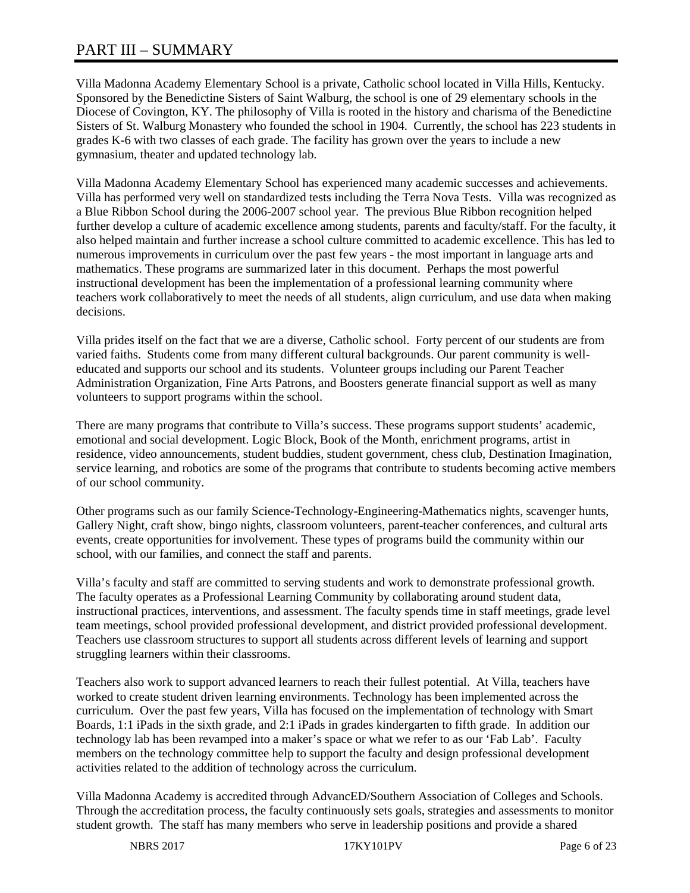# PART III – SUMMARY

Villa Madonna Academy Elementary School is a private, Catholic school located in Villa Hills, Kentucky. Sponsored by the Benedictine Sisters of Saint Walburg, the school is one of 29 elementary schools in the Diocese of Covington, KY. The philosophy of Villa is rooted in the history and charisma of the Benedictine Sisters of St. Walburg Monastery who founded the school in 1904. Currently, the school has 223 students in grades K-6 with two classes of each grade. The facility has grown over the years to include a new gymnasium, theater and updated technology lab.

Villa Madonna Academy Elementary School has experienced many academic successes and achievements. Villa has performed very well on standardized tests including the Terra Nova Tests. Villa was recognized as a Blue Ribbon School during the 2006-2007 school year. The previous Blue Ribbon recognition helped further develop a culture of academic excellence among students, parents and faculty/staff. For the faculty, it also helped maintain and further increase a school culture committed to academic excellence. This has led to numerous improvements in curriculum over the past few years - the most important in language arts and mathematics. These programs are summarized later in this document. Perhaps the most powerful instructional development has been the implementation of a professional learning community where teachers work collaboratively to meet the needs of all students, align curriculum, and use data when making decisions.

Villa prides itself on the fact that we are a diverse, Catholic school. Forty percent of our students are from varied faiths. Students come from many different cultural backgrounds. Our parent community is well-educated and supports our school and its students. Volunteer groups including our Parent Teacher Administration Organization, Fine Arts Patrons, and Boosters generate financial support as well as many volunteers to support programs within the school.

There are many programs that contribute to Villa's success. These programs support students' academic, emotional and social development. Logic Block, Book of the Month, enrichment programs, artist in residence, video announcements, student buddies, student government, chess club, Destination Imagination, service learning, and robotics are some of the programs that contribute to students becoming active members of our school community.

Other programs such as our family Science-Technology-Engineering-Mathematics nights, scavenger hunts, Gallery Night, craft show, bingo nights, classroom volunteers, parent-teacher conferences, and cultural arts events, create opportunities for involvement. These types of programs build the community within our school, with our families, and connect the staff and parents.

Villa's faculty and staff are committed to serving students and work to demonstrate professional growth. The faculty operates as a Professional Learning Community by collaborating around student data, instructional practices, interventions, and assessment. The faculty spends time in staff meetings, grade level team meetings, school provided professional development, and district provided professional development. Teachers use classroom structures to support all students across different levels of learning and support struggling learners within their classrooms.

Teachers also work to support advanced learners to reach their fullest potential. At Villa, teachers have worked to create student driven learning environments. Technology has been implemented across the curriculum. Over the past few years, Villa has focused on the implementation of technology with Smart Boards, 1:1 iPads in the sixth grade, and 2:1 iPads in grades kindergarten to fifth grade. In addition our technology lab has been revamped into a maker's space or what we refer to as our 'Fab Lab'. Faculty members on the technology committee help to support the faculty and design professional development activities related to the addition of technology across the curriculum.

Villa Madonna Academy is accredited through AdvancED/Southern Association of Colleges and Schools. Through the accreditation process, the faculty continuously sets goals, strategies and assessments to monitor student growth. The staff has many members who serve in leadership positions and provide a shared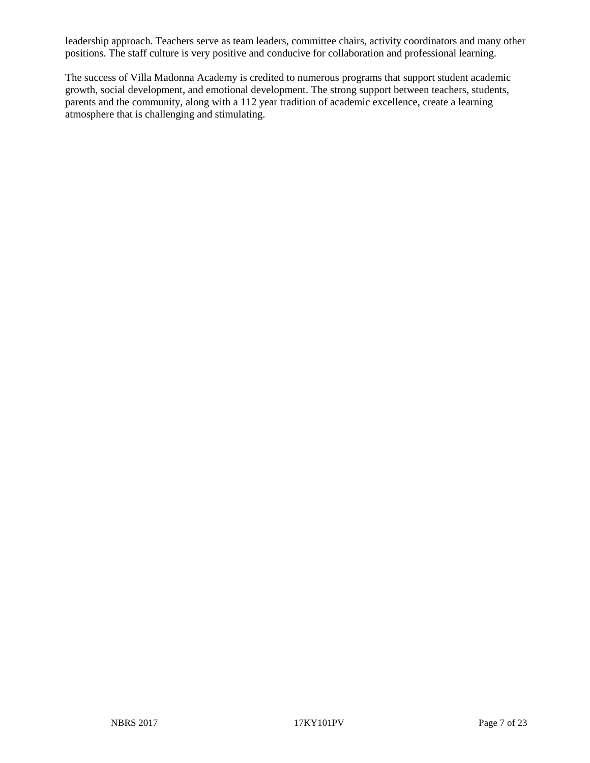leadership approach. Teachers serve as team leaders, committee chairs, activity coordinators and many other positions. The staff culture is very positive and conducive for collaboration and professional learning.

The success of Villa Madonna Academy is credited to numerous programs that support student academic growth, social development, and emotional development. The strong support between teachers, students, parents and the community, along with a 112 year tradition of academic excellence, create a learning atmosphere that is challenging and stimulating.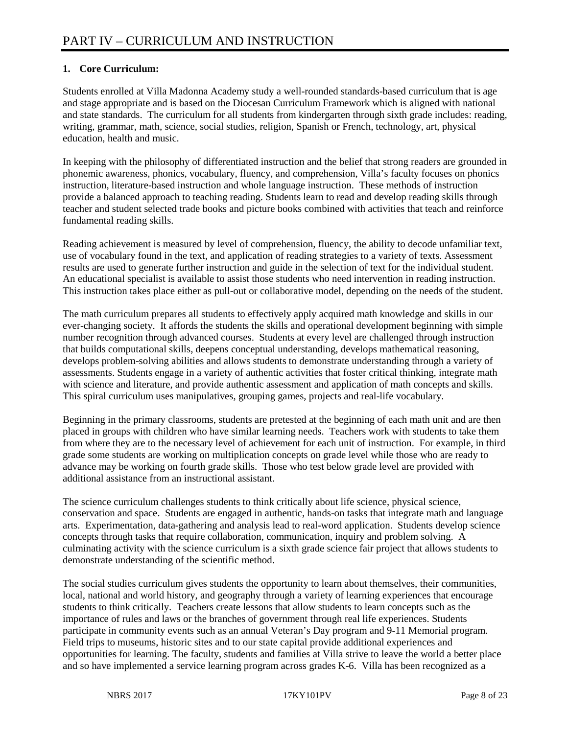# PART IV – CURRICULUM AND INSTRUCTION

**1. Core Curriculum:**

Students enrolled at Villa Madonna Academy study a well-rounded standards-based curriculum that is age and stage appropriate and is based on the Diocesan Curriculum Framework which is aligned with national and state standards. The curriculum for all students from kindergarten through sixth grade includes: reading, writing, grammar, math, science, social studies, religion, Spanish or French, technology, art, physical education, health and music.

In keeping with the philosophy of differentiated instruction and the belief that strong readers are grounded in phonemic awareness, phonics, vocabulary, fluency, and comprehension, Villa's faculty focuses on phonics instruction, literature-based instruction and whole language instruction. These methods of instruction provide a balanced approach to teaching reading. Students learn to read and develop reading skills through teacher and student selected trade books and picture books combined with activities that teach and reinforce fundamental reading skills.

Reading achievement is measured by level of comprehension, fluency, the ability to decode unfamiliar text, use of vocabulary found in the text, and application of reading strategies to a variety of texts. Assessment results are used to generate further instruction and guide in the selection of text for the individual student. An educational specialist is available to assist those students who need intervention in reading instruction. This instruction takes place either as pull-out or collaborative model, depending on the needs of the student.

The math curriculum prepares all students to effectively apply acquired math knowledge and skills in our ever-changing society. It affords the students the skills and operational development beginning with simple number recognition through advanced courses. Students at every level are challenged through instruction that builds computational skills, deepens conceptual understanding, develops mathematical reasoning, develops problem-solving abilities and allows students to demonstrate understanding through a variety of assessments. Students engage in a variety of authentic activities that foster critical thinking, integrate math with science and literature, and provide authentic assessment and application of math concepts and skills. This spiral curriculum uses manipulatives, grouping games, projects and real-life vocabulary.

Beginning in the primary classrooms, students are pretested at the beginning of each math unit and are then placed in groups with children who have similar learning needs. Teachers work with students to take them from where they are to the necessary level of achievement for each unit of instruction. For example, in third grade some students are working on multiplication concepts on grade level while those who are ready to advance may be working on fourth grade skills. Those who test below grade level are provided with additional assistance from an instructional assistant.

The science curriculum challenges students to think critically about life science, physical science, conservation and space. Students are engaged in authentic, hands-on tasks that integrate math and language arts. Experimentation, data-gathering and analysis lead to real-word application. Students develop science concepts through tasks that require collaboration, communication, inquiry and problem solving. A culminating activity with the science curriculum is a sixth grade science fair project that allows students to demonstrate understanding of the scientific method.

The social studies curriculum gives students the opportunity to learn about themselves, their communities, local, national and world history, and geography through a variety of learning experiences that encourage students to think critically. Teachers create lessons that allow students to learn concepts such as the importance of rules and laws or the branches of government through real life experiences. Students participate in community events such as an annual Veteran's Day program and 9-11 Memorial program. Field trips to museums, historic sites and to our state capital provide additional experiences and opportunities for learning. The faculty, students and families at Villa strive to leave the world a better place and so have implemented a service learning program across grades K-6. Villa has been recognized as a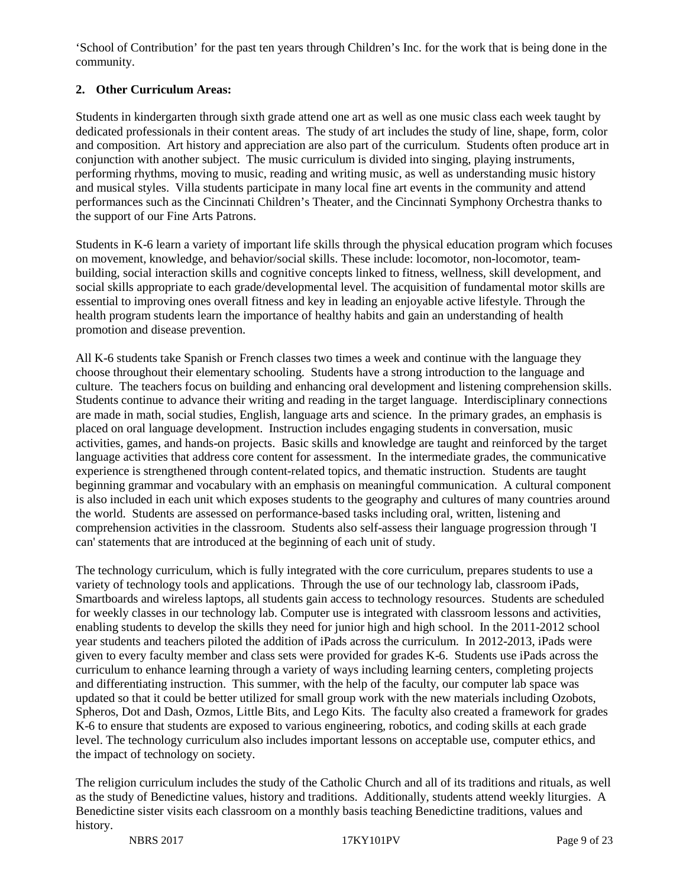'School of Contribution' for the past ten years through Children's Inc. for the work that is being done in the community.

**2. Other Curriculum Areas:**

Students in kindergarten through sixth grade attend one art as well as one music class each week taught by dedicated professionals in their content areas. The study of art includes the study of line, shape, form, color and composition. Art history and appreciation are also part of the curriculum. Students often produce art in conjunction with another subject. The music curriculum is divided into singing, playing instruments, performing rhythms, moving to music, reading and writing music, as well as understanding music history and musical styles. Villa students participate in many local fine art events in the community and attend performances such as the Cincinnati Children's Theater, and the Cincinnati Symphony Orchestra thanks to the support of our Fine Arts Patrons.

Students in K-6 learn a variety of important life skills through the physical education program which focuses on movement, knowledge, and behavior/social skills. These include: locomotor, non-locomotor, team-building, social interaction skills and cognitive concepts linked to fitness, wellness, skill development, and social skills appropriate to each grade/developmental level. The acquisition of fundamental motor skills are essential to improving ones overall fitness and key in leading an enjoyable active lifestyle. Through the health program students learn the importance of healthy habits and gain an understanding of health promotion and disease prevention.

All K-6 students take Spanish or French classes two times a week and continue with the language they choose throughout their elementary schooling. Students have a strong introduction to the language and culture. The teachers focus on building and enhancing oral development and listening comprehension skills. Students continue to advance their writing and reading in the target language. Interdisciplinary connections are made in math, social studies, English, language arts and science. In the primary grades, an emphasis is placed on oral language development. Instruction includes engaging students in conversation, music activities, games, and hands-on projects. Basic skills and knowledge are taught and reinforced by the target language activities that address core content for assessment. In the intermediate grades, the communicative experience is strengthened through content-related topics, and thematic instruction. Students are taught beginning grammar and vocabulary with an emphasis on meaningful communication. A cultural component is also included in each unit which exposes students to the geography and cultures of many countries around the world. Students are assessed on performance-based tasks including oral, written, listening and comprehension activities in the classroom. Students also self-assess their language progression through 'I can' statements that are introduced at the beginning of each unit of study.

The technology curriculum, which is fully integrated with the core curriculum, prepares students to use a variety of technology tools and applications. Through the use of our technology lab, classroom iPads, Smartboards and wireless laptops, all students gain access to technology resources. Students are scheduled for weekly classes in our technology lab. Computer use is integrated with classroom lessons and activities, enabling students to develop the skills they need for junior high and high school. In the 2011-2012 school year students and teachers piloted the addition of iPads across the curriculum. In 2012-2013, iPads were given to every faculty member and class sets were provided for grades K-6. Students use iPads across the curriculum to enhance learning through a variety of ways including learning centers, completing projects and differentiating instruction. This summer, with the help of the faculty, our computer lab space was updated so that it could be better utilized for small group work with the new materials including Ozobots, Spheros, Dot and Dash, Ozmos, Little Bits, and Lego Kits. The faculty also created a framework for grades K-6 to ensure that students are exposed to various engineering, robotics, and coding skills at each grade level. The technology curriculum also includes important lessons on acceptable use, computer ethics, and the impact of technology on society.

The religion curriculum includes the study of the Catholic Church and all of its traditions and rituals, as well as the study of Benedictine values, history and traditions. Additionally, students attend weekly liturgies. A Benedictine sister visits each classroom on a monthly basis teaching Benedictine traditions, values and history.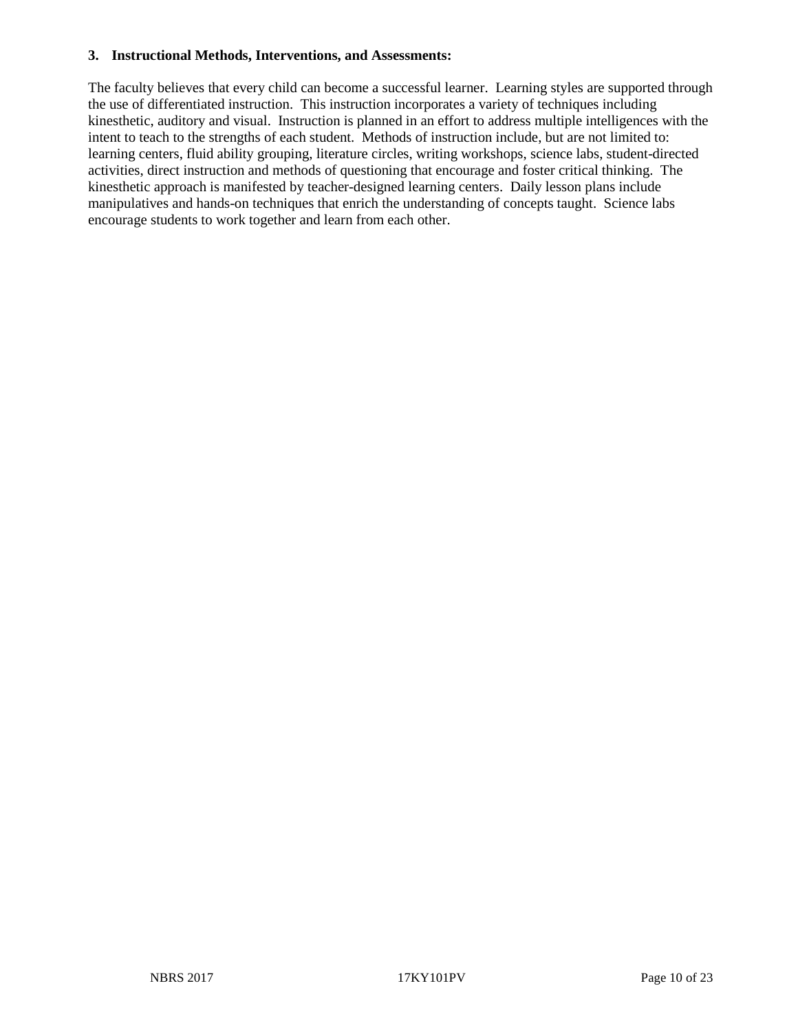**3. Instructional Methods, Interventions, and Assessments:**

The faculty believes that every child can become a successful learner. Learning styles are supported through the use of differentiated instruction. This instruction incorporates a variety of techniques including kinesthetic, auditory and visual. Instruction is planned in an effort to address multiple intelligences with the intent to teach to the strengths of each student. Methods of instruction include, but are not limited to: learning centers, fluid ability grouping, literature circles, writing workshops, science labs, student-directed activities, direct instruction and methods of questioning that encourage and foster critical thinking. The kinesthetic approach is manifested by teacher-designed learning centers. Daily lesson plans include manipulatives and hands-on techniques that enrich the understanding of concepts taught. Science labs encourage students to work together and learn from each other.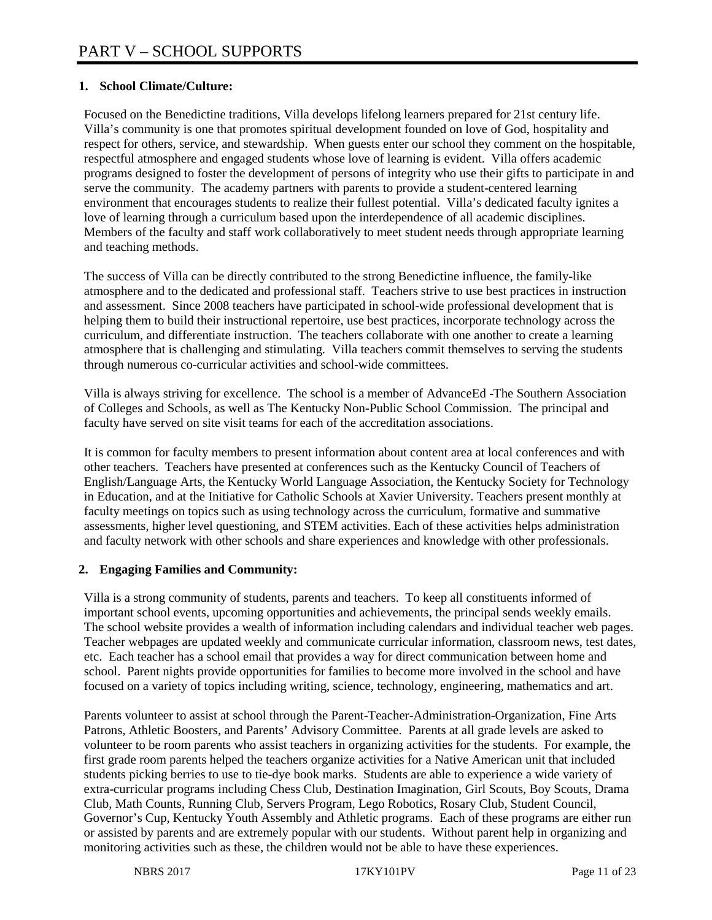# PART V – SCHOOL SUPPORTS

**1. School Climate/Culture:**

Focused on the Benedictine traditions, Villa develops lifelong learners prepared for 21st century life. Villa's community is one that promotes spiritual development founded on love of God, hospitality and respect for others, service, and stewardship. When guests enter our school they comment on the hospitable, respectful atmosphere and engaged students whose love of learning is evident. Villa offers academic programs designed to foster the development of persons of integrity who use their gifts to participate in and serve the community. The academy partners with parents to provide a student-centered learning environment that encourages students to realize their fullest potential. Villa's dedicated faculty ignites a love of learning through a curriculum based upon the interdependence of all academic disciplines. Members of the faculty and staff work collaboratively to meet student needs through appropriate learning and teaching methods.

The success of Villa can be directly contributed to the strong Benedictine influence, the family-like atmosphere and to the dedicated and professional staff. Teachers strive to use best practices in instruction and assessment. Since 2008 teachers have participated in school-wide professional development that is helping them to build their instructional repertoire, use best practices, incorporate technology across the curriculum, and differentiate instruction. The teachers collaborate with one another to create a learning atmosphere that is challenging and stimulating. Villa teachers commit themselves to serving the students through numerous co-curricular activities and school-wide committees.

Villa is always striving for excellence. The school is a member of AdvanceEd -The Southern Association of Colleges and Schools, as well as The Kentucky Non-Public School Commission. The principal and faculty have served on site visit teams for each of the accreditation associations.

It is common for faculty members to present information about content area at local conferences and with other teachers. Teachers have presented at conferences such as the Kentucky Council of Teachers of English/Language Arts, the Kentucky World Language Association, the Kentucky Society for Technology in Education, and at the Initiative for Catholic Schools at Xavier University. Teachers present monthly at faculty meetings on topics such as using technology across the curriculum, formative and summative assessments, higher level questioning, and STEM activities. Each of these activities helps administration and faculty network with other schools and share experiences and knowledge with other professionals.

**2. Engaging Families and Community:**

Villa is a strong community of students, parents and teachers. To keep all constituents informed of important school events, upcoming opportunities and achievements, the principal sends weekly emails. The school website provides a wealth of information including calendars and individual teacher web pages. Teacher webpages are updated weekly and communicate curricular information, classroom news, test dates, etc. Each teacher has a school email that provides a way for direct communication between home and school. Parent nights provide opportunities for families to become more involved in the school and have focused on a variety of topics including writing, science, technology, engineering, mathematics and art.

Parents volunteer to assist at school through the Parent-Teacher-Administration-Organization, Fine Arts Patrons, Athletic Boosters, and Parents' Advisory Committee. Parents at all grade levels are asked to volunteer to be room parents who assist teachers in organizing activities for the students. For example, the first grade room parents helped the teachers organize activities for a Native American unit that included students picking berries to use to tie-dye book marks. Students are able to experience a wide variety of extra-curricular programs including Chess Club, Destination Imagination, Girl Scouts, Boy Scouts, Drama Club, Math Counts, Running Club, Servers Program, Lego Robotics, Rosary Club, Student Council, Governor's Cup, Kentucky Youth Assembly and Athletic programs. Each of these programs are either run or assisted by parents and are extremely popular with our students. Without parent help in organizing and monitoring activities such as these, the children would not be able to have these experiences.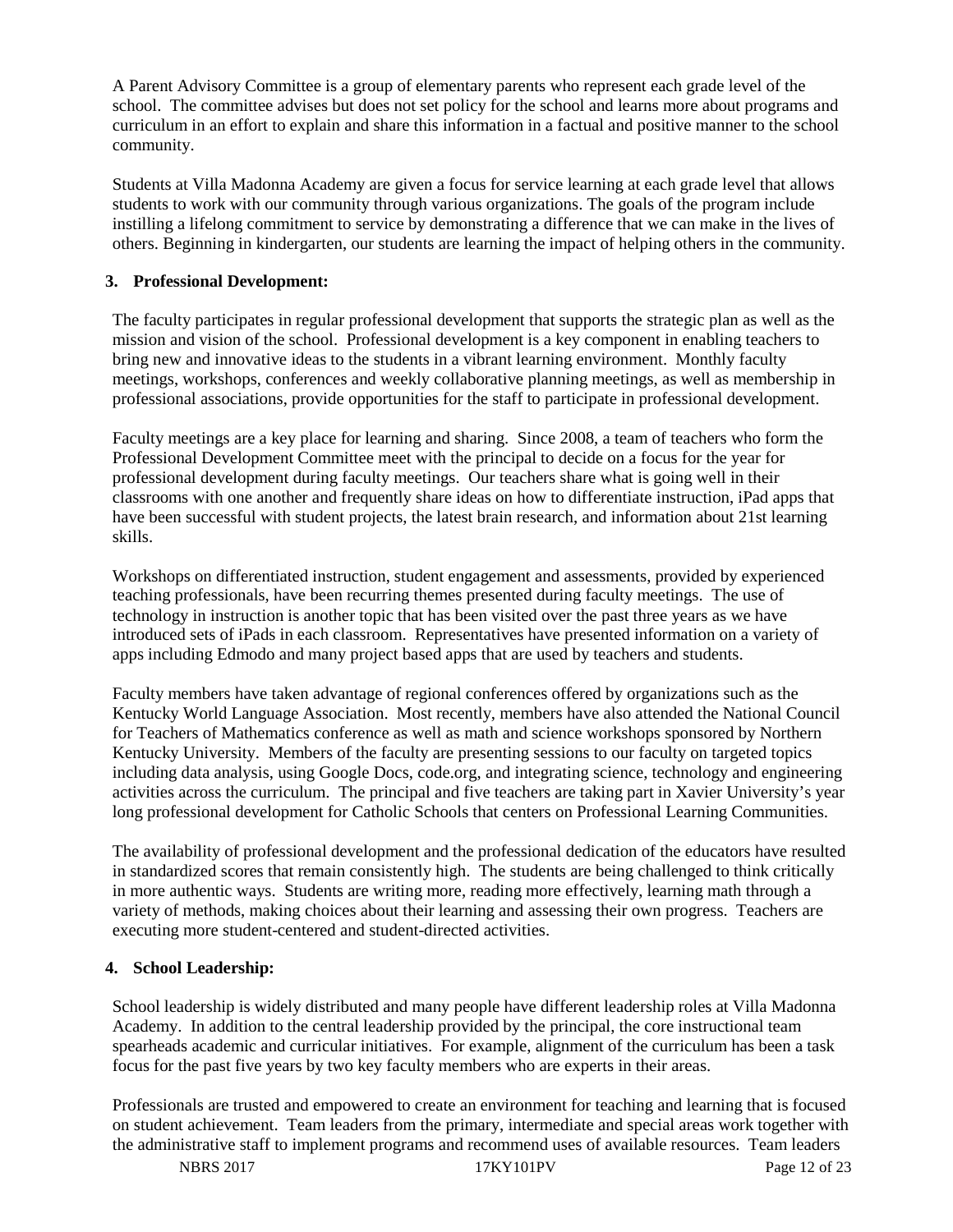A Parent Advisory Committee is a group of elementary parents who represent each grade level of the school. The committee advises but does not set policy for the school and learns more about programs and curriculum in an effort to explain and share this information in a factual and positive manner to the school community.

Students at Villa Madonna Academy are given a focus for service learning at each grade level that allows students to work with our community through various organizations. The goals of the program include instilling a lifelong commitment to service by demonstrating a difference that we can make in the lives of others. Beginning in kindergarten, our students are learning the impact of helping others in the community.

### 3. Professional Development:

The faculty participates in regular professional development that supports the strategic plan as well as the mission and vision of the school. Professional development is a key component in enabling teachers to bring new and innovative ideas to the students in a vibrant learning environment. Monthly faculty meetings, workshops, conferences and weekly collaborative planning meetings, as well as membership in professional associations, provide opportunities for the staff to participate in professional development.

Faculty meetings are a key place for learning and sharing. Since 2008, a team of teachers who form the Professional Development Committee meet with the principal to decide on a focus for the year for professional development during faculty meetings. Our teachers share what is going well in their classrooms with one another and frequently share ideas on how to differentiate instruction, iPad apps that have been successful with student projects, the latest brain research, and information about 21st learning skills.

Workshops on differentiated instruction, student engagement and assessments, provided by experienced teaching professionals, have been recurring themes presented during faculty meetings. The use of technology in instruction is another topic that has been visited over the past three years as we have introduced sets of iPads in each classroom. Representatives have presented information on a variety of apps including Edmodo and many project based apps that are used by teachers and students.

Faculty members have taken advantage of regional conferences offered by organizations such as the Kentucky World Language Association. Most recently, members have also attended the National Council for Teachers of Mathematics conference as well as math and science workshops sponsored by Northern Kentucky University. Members of the faculty are presenting sessions to our faculty on targeted topics including data analysis, using Google Docs, code.org, and integrating science, technology and engineering activities across the curriculum. The principal and five teachers are taking part in Xavier University's year long professional development for Catholic Schools that centers on Professional Learning Communities.

The availability of professional development and the professional dedication of the educators have resulted in standardized scores that remain consistently high. The students are being challenged to think critically in more authentic ways. Students are writing more, reading more effectively, learning math through a variety of methods, making choices about their learning and assessing their own progress. Teachers are executing more student-centered and student-directed activities.

### 4. School Leadership:

School leadership is widely distributed and many people have different leadership roles at Villa Madonna Academy. In addition to the central leadership provided by the principal, the core instructional team spearheads academic and curricular initiatives. For example, alignment of the curriculum has been a task focus for the past five years by two key faculty members who are experts in their areas.

Professionals are trusted and empowered to create an environment for teaching and learning that is focused on student achievement. Team leaders from the primary, intermediate and special areas work together with the administrative staff to implement programs and recommend uses of available resources. Team leaders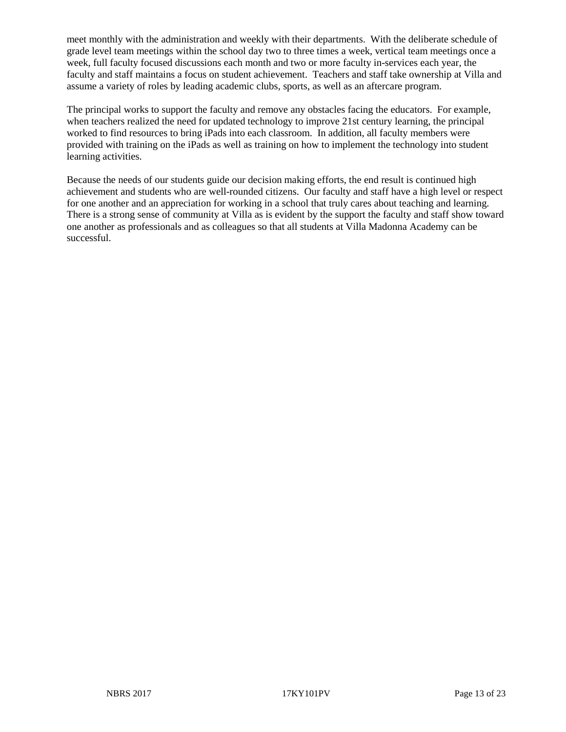meet monthly with the administration and weekly with their departments. With the deliberate schedule of grade level team meetings within the school day two to three times a week, vertical team meetings once a week, full faculty focused discussions each month and two or more faculty in-services each year, the faculty and staff maintains a focus on student achievement. Teachers and staff take ownership at Villa and assume a variety of roles by leading academic clubs, sports, as well as an aftercare program.

The principal works to support the faculty and remove any obstacles facing the educators. For example, when teachers realized the need for updated technology to improve 21st century learning, the principal worked to find resources to bring iPads into each classroom. In addition, all faculty members were provided with training on the iPads as well as training on how to implement the technology into student learning activities.

Because the needs of our students guide our decision making efforts, the end result is continued high achievement and students who are well-rounded citizens. Our faculty and staff have a high level or respect for one another and an appreciation for working in a school that truly cares about teaching and learning. There is a strong sense of community at Villa as is evident by the support the faculty and staff show toward one another as professionals and as colleagues so that all students at Villa Madonna Academy can be successful.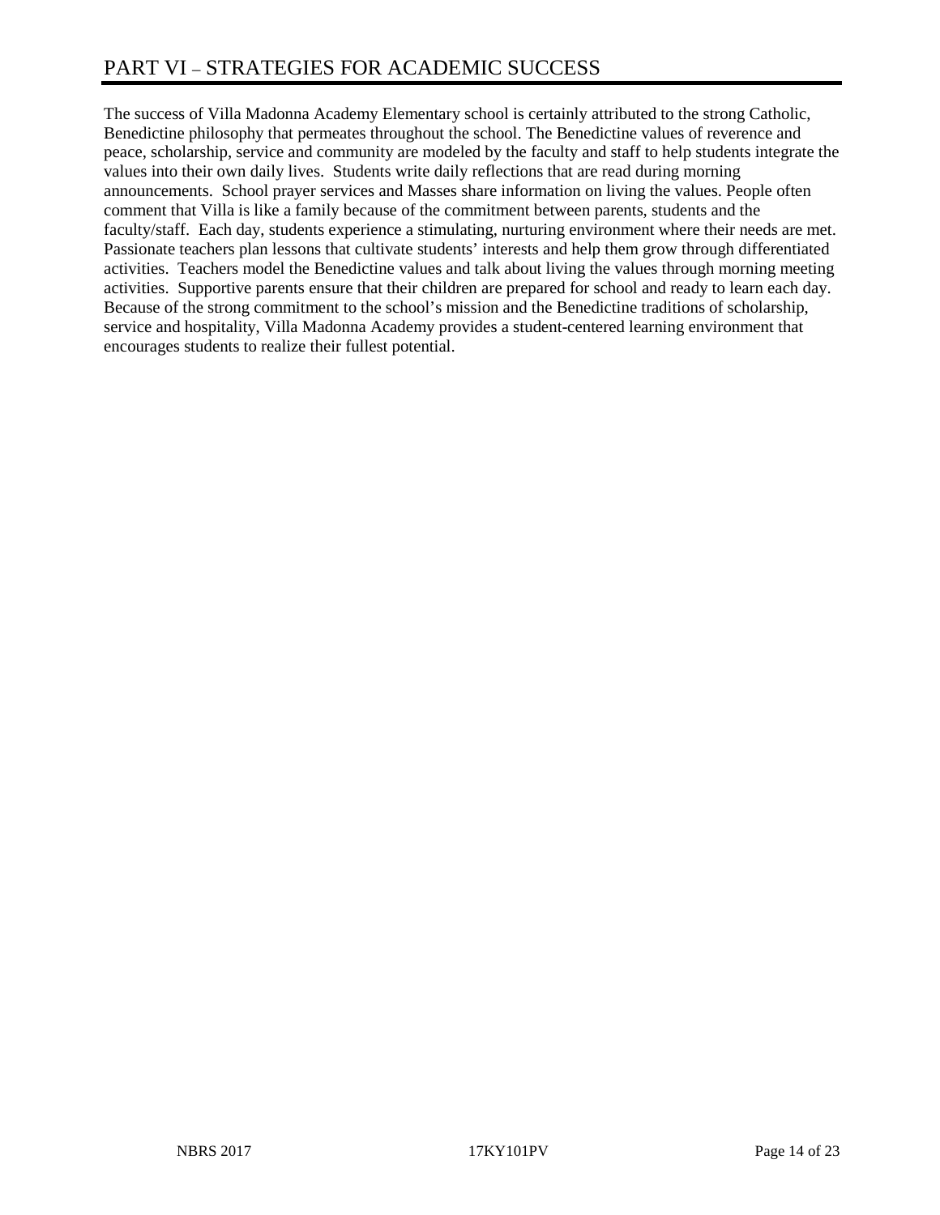# PART VI – STRATEGIES FOR ACADEMIC SUCCESS

The success of Villa Madonna Academy Elementary school is certainly attributed to the strong Catholic, Benedictine philosophy that permeates throughout the school. The Benedictine values of reverence and peace, scholarship, service and community are modeled by the faculty and staff to help students integrate the values into their own daily lives. Students write daily reflections that are read during morning announcements. School prayer services and Masses share information on living the values. People often comment that Villa is like a family because of the commitment between parents, students and the faculty/staff. Each day, students experience a stimulating, nurturing environment where their needs are met. Passionate teachers plan lessons that cultivate students' interests and help them grow through differentiated activities. Teachers model the Benedictine values and talk about living the values through morning meeting activities. Supportive parents ensure that their children are prepared for school and ready to learn each day. Because of the strong commitment to the school's mission and the Benedictine traditions of scholarship, service and hospitality, Villa Madonna Academy provides a student-centered learning environment that encourages students to realize their fullest potential.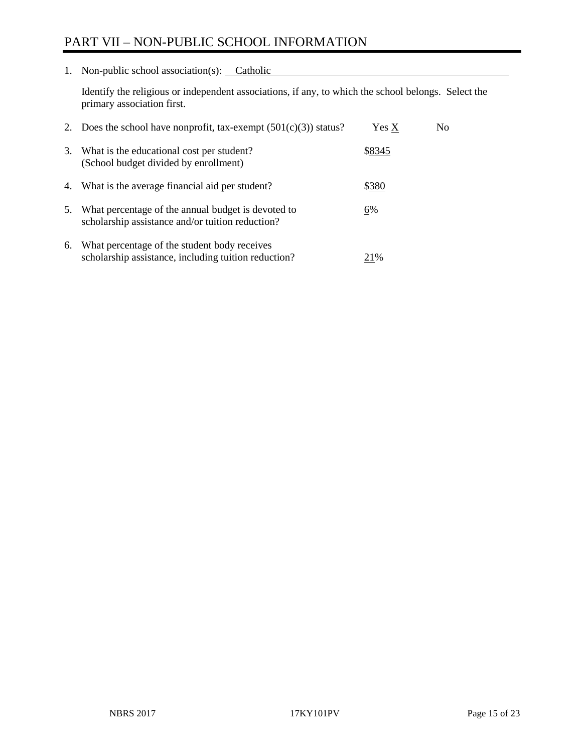# PART VII – NON-PUBLIC SCHOOL INFORMATION

1. Non-public school association(s): Catholic

   Identify the religious or independent associations, if any, to which the school belongs. Select the primary association first.

2. Does the school have nonprofit, tax-exempt (501(c)(3)) status? Yes X No

3. What is the educational cost per student? (School budget divided by enrollment) $8345

4. What is the average financial aid per student? $380

5. What percentage of the annual budget is devoted to scholarship assistance and/or tuition reduction? 6%

6. What percentage of the student body receives scholarship assistance, including tuition reduction? 21%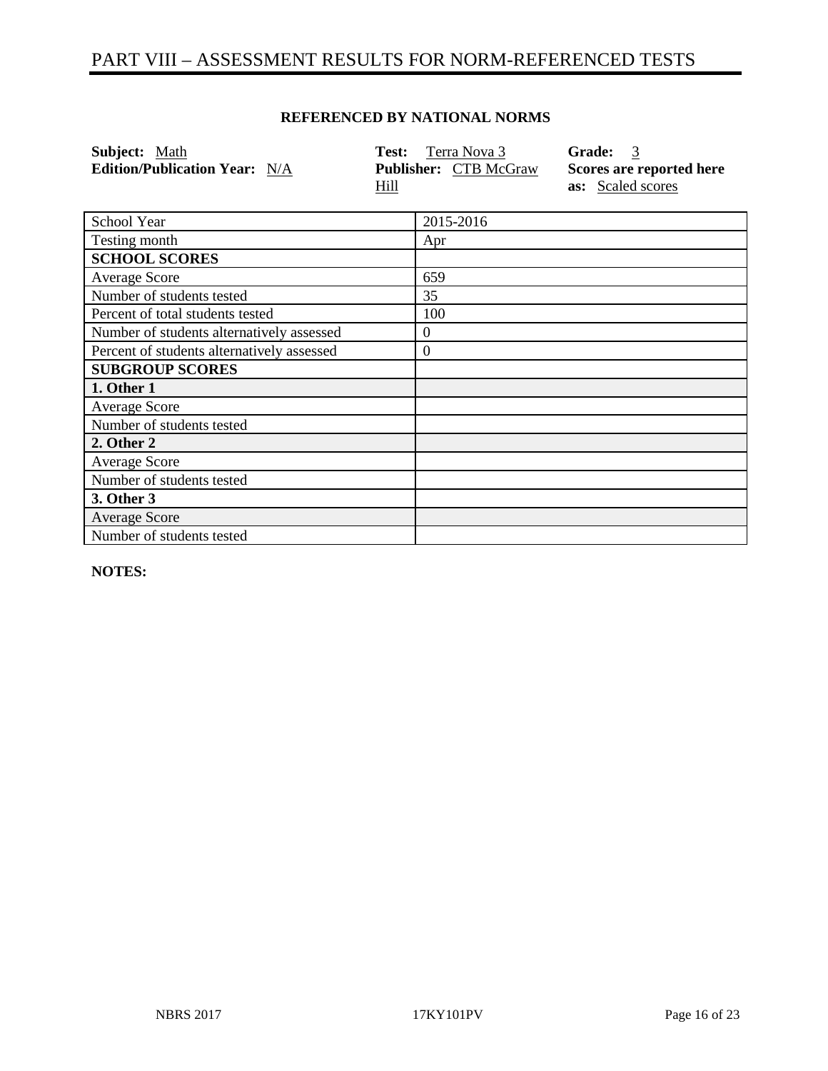# PART VIII – ASSESSMENT RESULTS FOR NORM-REFERENCED TESTS

**REFERENCED BY NATIONAL NORMS**

**Subject:** Math
**Edition/Publication Year:** N/A
**Test:** Terra Nova 3
**Publisher:** CTB McGraw Hill
**Grade:** 3
**Scores are reported here as:** Scaled scores

| School Year | 2015-2016 |
|---|---|
| Testing month | Apr |
| **SCHOOL SCORES** | |
| Average Score | 659 |
| Number of students tested | 35 |
| Percent of total students tested | 100 |
| Number of students alternatively assessed | 0 |
| Percent of students alternatively assessed | 0 |
| **SUBGROUP SCORES** | |
| **1. Other 1** | |
| Average Score | |
| Number of students tested | |
| **2. Other 2** | |
| Average Score | |
| Number of students tested | |
| **3. Other 3** | |
| Average Score | |
| Number of students tested | |

**NOTES:**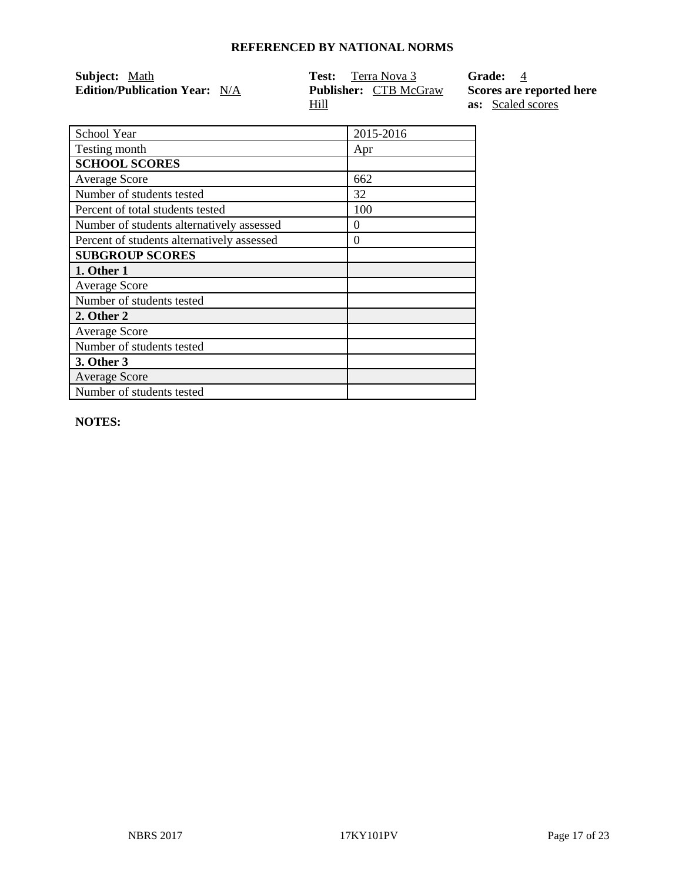**REFERENCED BY NATIONAL NORMS**

**Subject:** Math
**Edition/Publication Year:** N/A

**Test:** Terra Nova 3
**Publisher:** CTB McGraw Hill

**Grade:** 4
**Scores are reported here as:** Scaled scores

| School Year | 2015-2016 |
|---|---|
| Testing month | Apr |
| **SCHOOL SCORES** | |
| Average Score | 662 |
| Number of students tested | 32 |
| Percent of total students tested | 100 |
| Number of students alternatively assessed | 0 |
| Percent of students alternatively assessed | 0 |
| **SUBGROUP SCORES** | |
| **1. Other 1** | |
| Average Score | |
| Number of students tested | |
| **2. Other 2** | |
| Average Score | |
| Number of students tested | |
| **3. Other 3** | |
| Average Score | |
| Number of students tested | |

**NOTES:**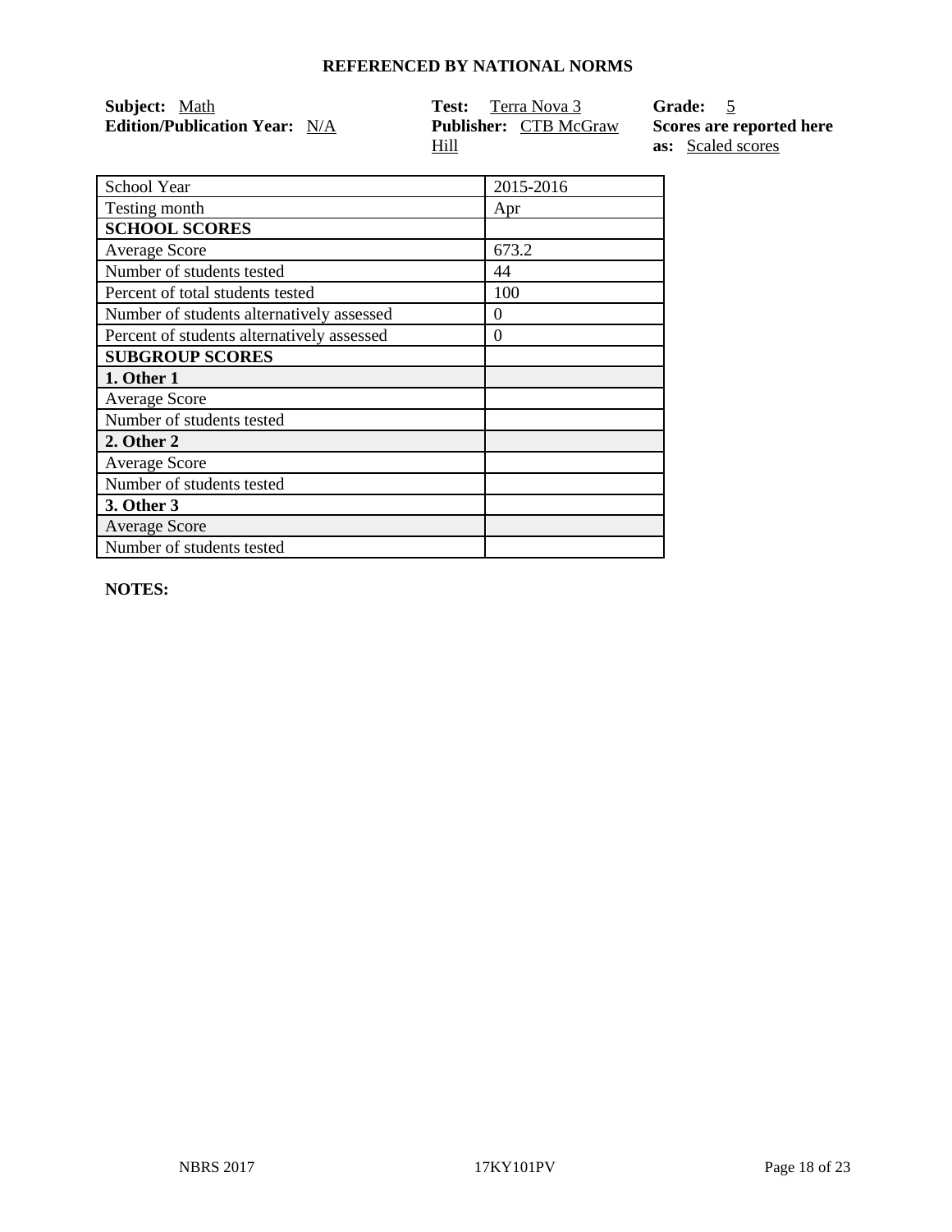**REFERENCED BY NATIONAL NORMS**

**Subject:** Math
**Edition/Publication Year:** N/A
**Test:** Terra Nova 3
**Publisher:** CTB McGraw Hill
**Grade:** 5
**Scores are reported here as:** Scaled scores

| School Year | 2015-2016 |
|---|---|
| Testing month | Apr |
| **SCHOOL SCORES** | |
| Average Score | 673.2 |
| Number of students tested | 44 |
| Percent of total students tested | 100 |
| Number of students alternatively assessed | 0 |
| Percent of students alternatively assessed | 0 |
| **SUBGROUP SCORES** | |
| **1. Other 1** | |
| Average Score | |
| Number of students tested | |
| **2. Other 2** | |
| Average Score | |
| Number of students tested | |
| **3. Other 3** | |
| Average Score | |
| Number of students tested | |

**NOTES:**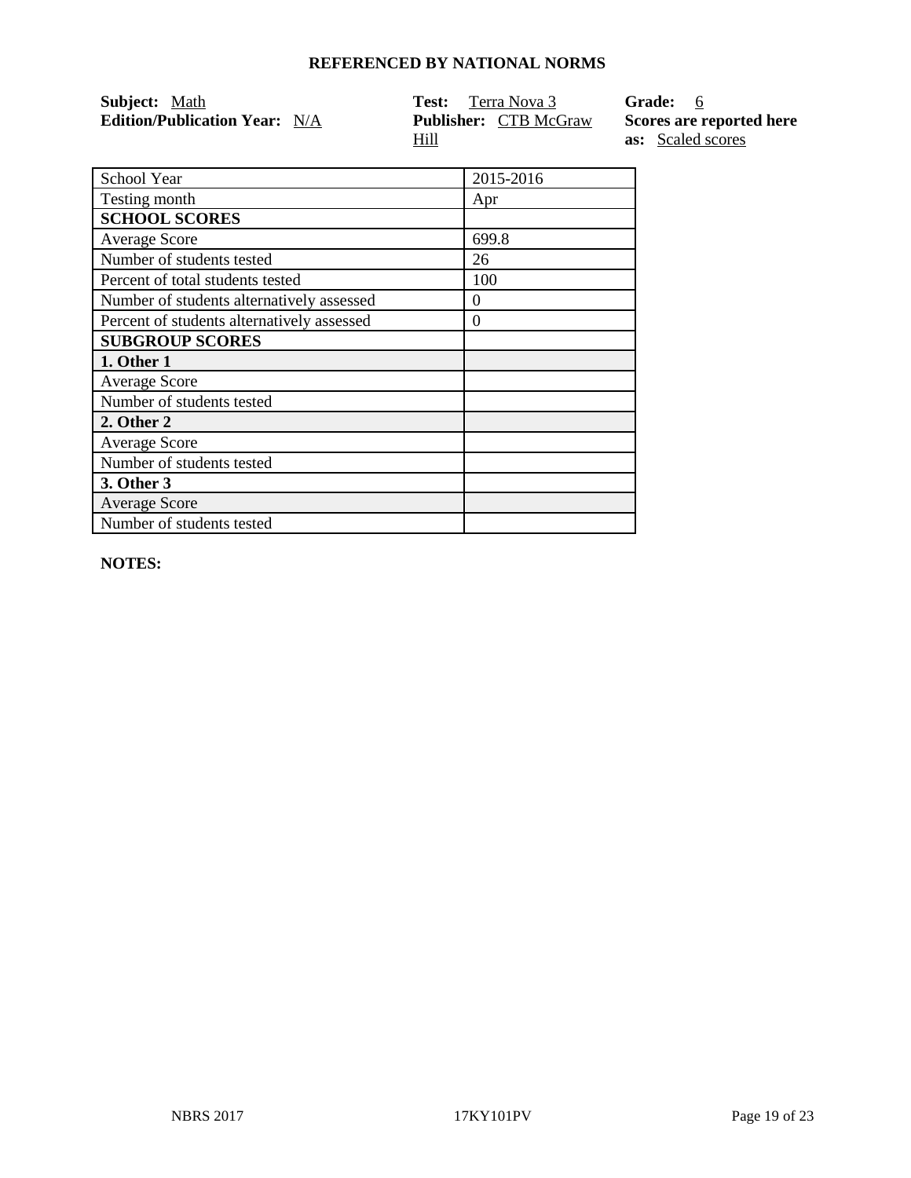## REFERENCED BY NATIONAL NORMS

**Subject:** Math
**Edition/Publication Year:** N/A

**Test:** Terra Nova 3
**Publisher:** CTB McGraw Hill

**Grade:** 6
**Scores are reported here as:** Scaled scores

| School Year | 2015-2016 |
|---|---|
| Testing month | Apr |
| **SCHOOL SCORES** | |
| Average Score | 699.8 |
| Number of students tested | 26 |
| Percent of total students tested | 100 |
| Number of students alternatively assessed | 0 |
| Percent of students alternatively assessed | 0 |
| **SUBGROUP SCORES** | |
| **1. Other 1** | |
| Average Score | |
| Number of students tested | |
| **2. Other 2** | |
| Average Score | |
| Number of students tested | |
| **3. Other 3** | |
| Average Score | |
| Number of students tested | |

**NOTES:**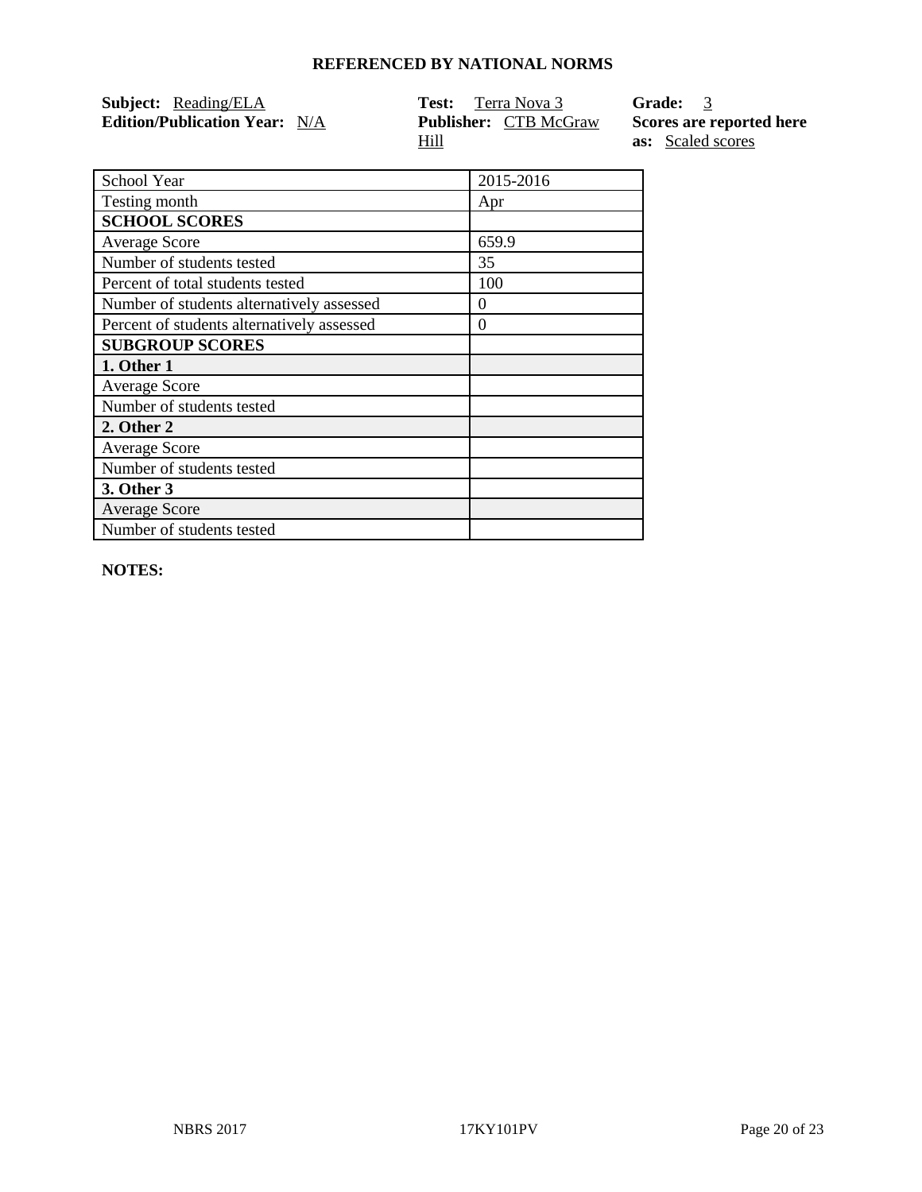## REFERENCED BY NATIONAL NORMS

**Subject:** Reading/ELA
**Edition/Publication Year:** N/A
**Test:** Terra Nova 3
**Publisher:** CTB McGraw Hill
**Grade:** 3
**Scores are reported here as:** Scaled scores

| School Year | 2015-2016 |
|---|---|
| Testing month | Apr |
| **SCHOOL SCORES** | |
| Average Score | 659.9 |
| Number of students tested | 35 |
| Percent of total students tested | 100 |
| Number of students alternatively assessed | 0 |
| Percent of students alternatively assessed | 0 |
| **SUBGROUP SCORES** | |
| **1. Other 1** | |
| Average Score | |
| Number of students tested | |
| **2. Other 2** | |
| Average Score | |
| Number of students tested | |
| **3. Other 3** | |
| Average Score | |
| Number of students tested | |

**NOTES:**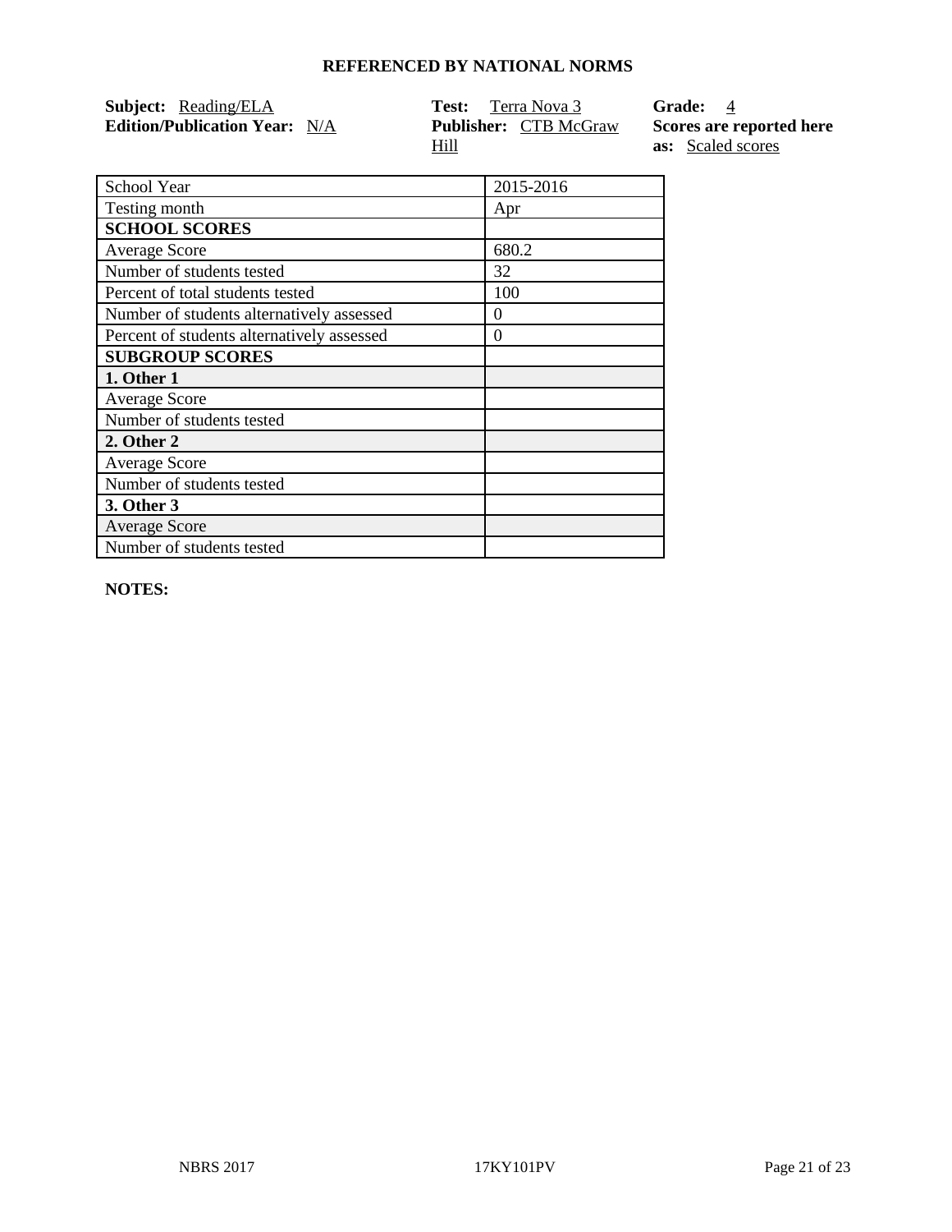**REFERENCED BY NATIONAL NORMS**

**Subject:** Reading/ELA
**Edition/Publication Year:** N/A
**Test:** Terra Nova 3
**Publisher:** CTB McGraw Hill
**Grade:** 4
**Scores are reported here as:** Scaled scores

| School Year | 2015-2016 |
| --- | --- |
| Testing month | Apr |
| **SCHOOL SCORES** | |
| Average Score | 680.2 |
| Number of students tested | 32 |
| Percent of total students tested | 100 |
| Number of students alternatively assessed | 0 |
| Percent of students alternatively assessed | 0 |
| **SUBGROUP SCORES** | |
| **1. Other 1** | |
| Average Score | |
| Number of students tested | |
| **2. Other 2** | |
| Average Score | |
| Number of students tested | |
| **3. Other 3** | |
| Average Score | |
| Number of students tested | |

**NOTES:**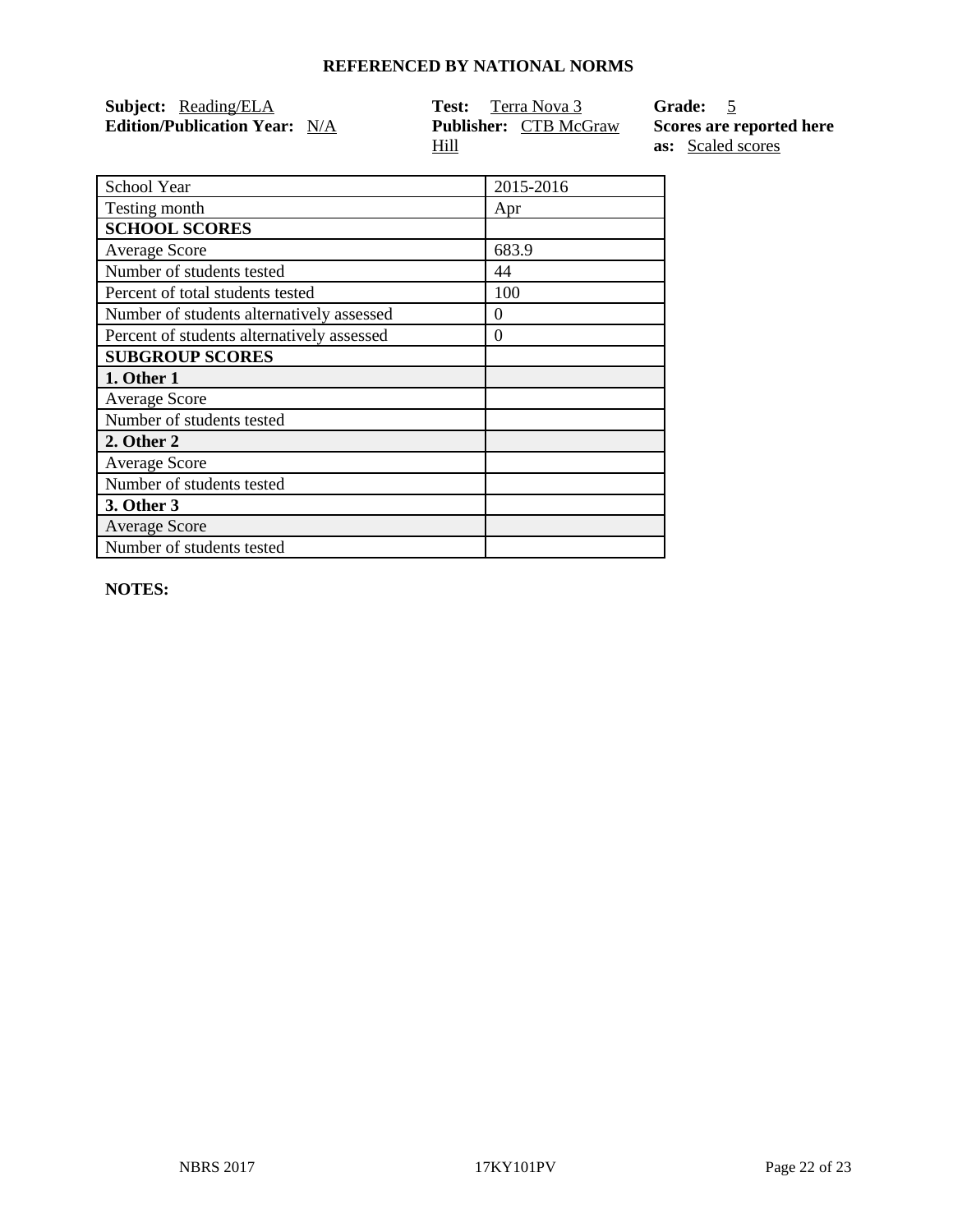**REFERENCED BY NATIONAL NORMS**

**Subject:** Reading/ELA
**Edition/Publication Year:** N/A

**Test:** Terra Nova 3
**Publisher:** CTB McGraw Hill

**Grade:** 5
**Scores are reported here as:** Scaled scores

| School Year | 2015-2016 |
|---|---|
| Testing month | Apr |
| **SCHOOL SCORES** | |
| Average Score | 683.9 |
| Number of students tested | 44 |
| Percent of total students tested | 100 |
| Number of students alternatively assessed | 0 |
| Percent of students alternatively assessed | 0 |
| **SUBGROUP SCORES** | |
| **1. Other 1** | |
| Average Score | |
| Number of students tested | |
| **2. Other 2** | |
| Average Score | |
| Number of students tested | |
| **3. Other 3** | |
| Average Score | |
| Number of students tested | |

**NOTES:**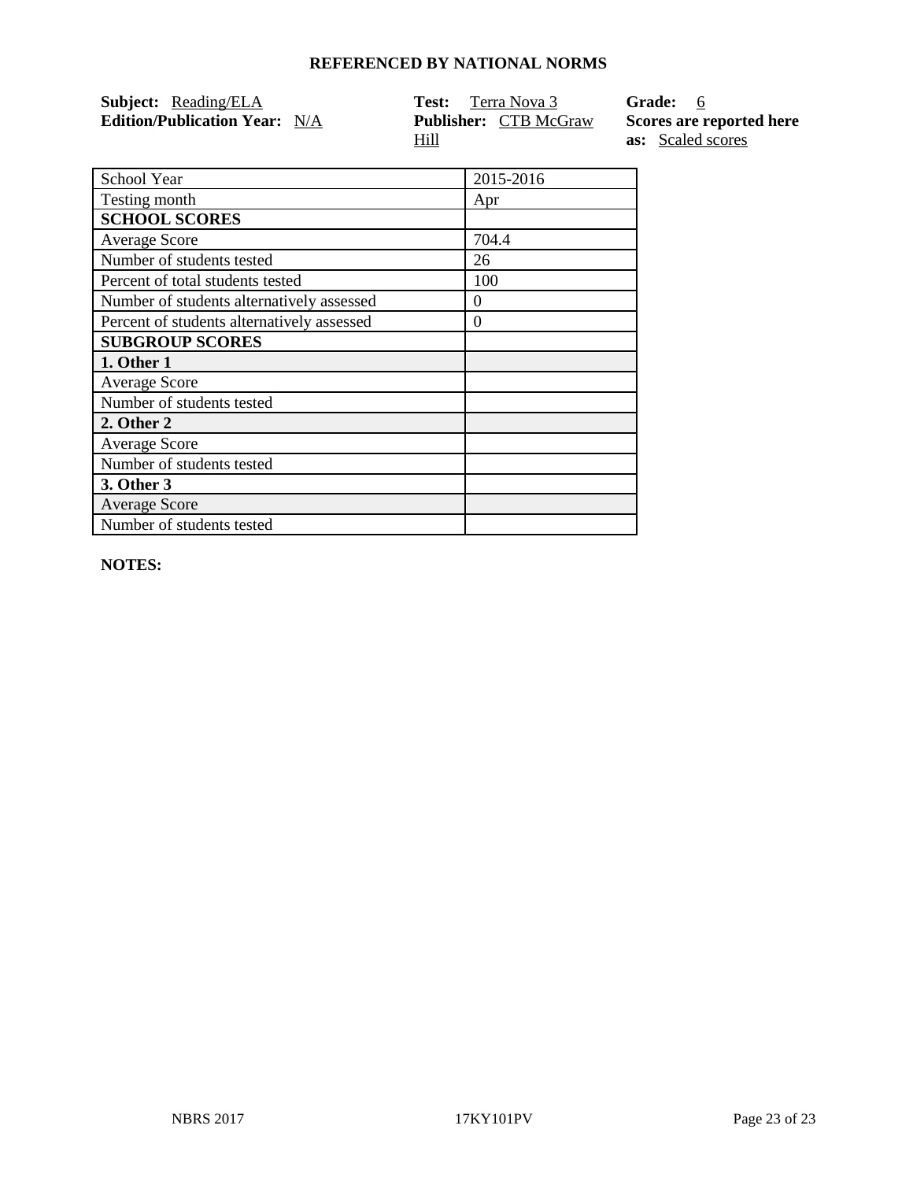## REFERENCED BY NATIONAL NORMS

**Subject:** Reading/ELA
**Edition/Publication Year:** N/A

**Test:** Terra Nova 3
**Publisher:** CTB McGraw Hill

**Grade:** 6
**Scores are reported here as:** Scaled scores

| | |
|---|---|
| School Year | 2015-2016 |
| Testing month | Apr |
| **SCHOOL SCORES** | |
| Average Score | 704.4 |
| Number of students tested | 26 |
| Percent of total students tested | 100 |
| Number of students alternatively assessed | 0 |
| Percent of students alternatively assessed | 0 |
| **SUBGROUP SCORES** | |
| **1. Other 1** | |
| Average Score | |
| Number of students tested | |
| **2. Other 2** | |
| Average Score | |
| Number of students tested | |
| **3. Other 3** | |
| Average Score | |
| Number of students tested | |

**NOTES:**